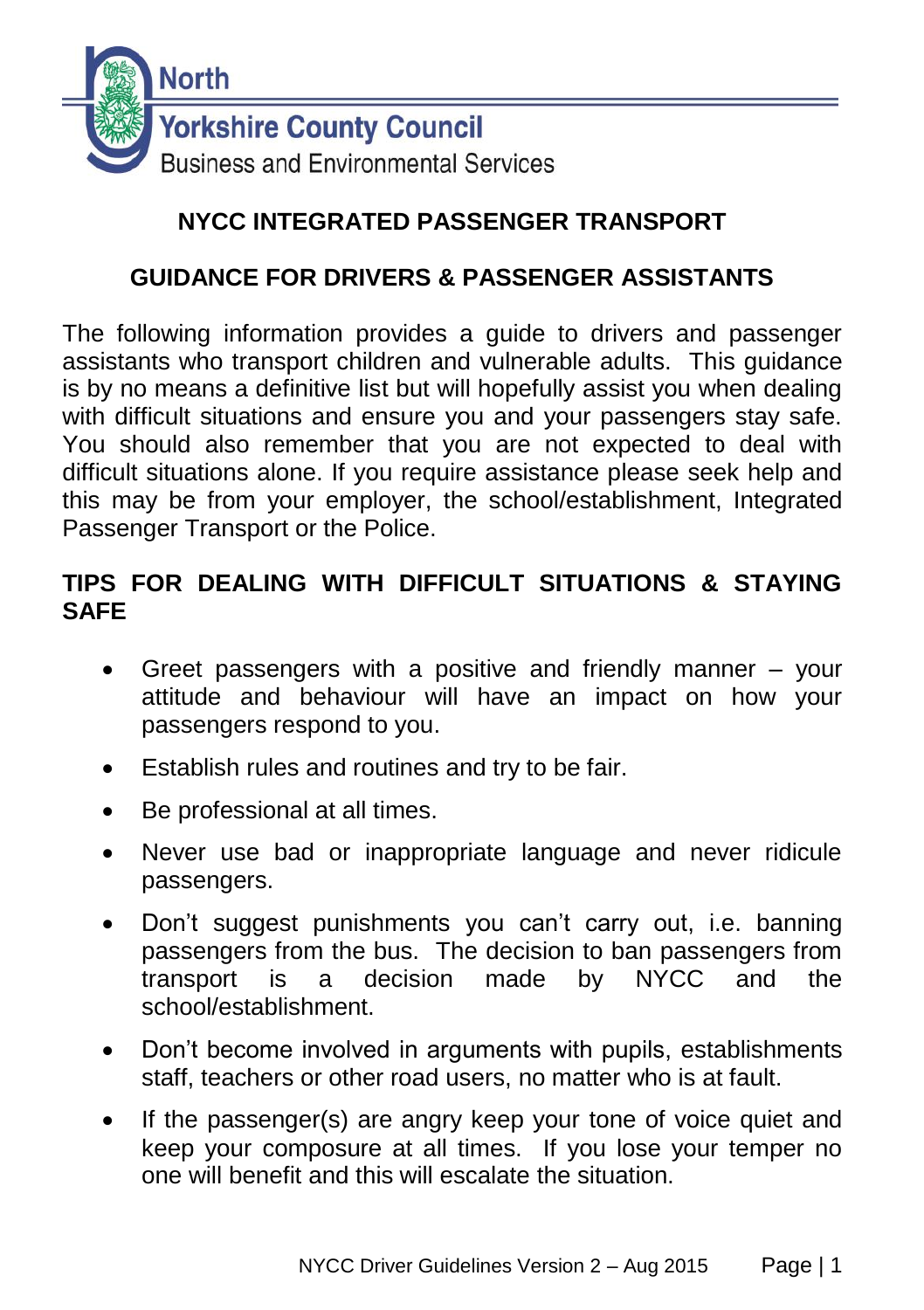North Yorkshire County Council
Business and Environmental Services

# NYCC INTEGRATED PASSENGER TRANSPORT

## GUIDANCE FOR DRIVERS & PASSENGER ASSISTANTS

The following information provides a guide to drivers and passenger assistants who transport children and vulnerable adults. This guidance is by no means a definitive list but will hopefully assist you when dealing with difficult situations and ensure you and your passengers stay safe. You should also remember that you are not expected to deal with difficult situations alone. If you require assistance please seek help and this may be from your employer, the school/establishment, Integrated Passenger Transport or the Police.

### TIPS FOR DEALING WITH DIFFICULT SITUATIONS & STAYING SAFE

- Greet passengers with a positive and friendly manner – your attitude and behaviour will have an impact on how your passengers respond to you.
- Establish rules and routines and try to be fair.
- Be professional at all times.
- Never use bad or inappropriate language and never ridicule passengers.
- Don't suggest punishments you can't carry out, i.e. banning passengers from the bus. The decision to ban passengers from transport is a decision made by NYCC and the school/establishment.
- Don't become involved in arguments with pupils, establishments staff, teachers or other road users, no matter who is at fault.
- If the passenger(s) are angry keep your tone of voice quiet and keep your composure at all times. If you lose your temper no one will benefit and this will escalate the situation.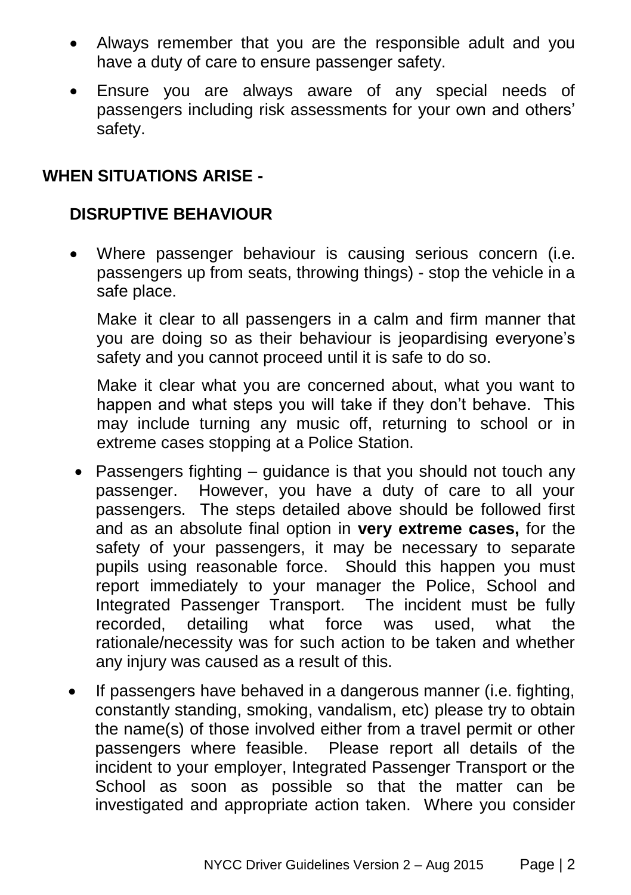- Always remember that you are the responsible adult and you have a duty of care to ensure passenger safety.
- Ensure you are always aware of any special needs of passengers including risk assessments for your own and others' safety.

## WHEN SITUATIONS ARISE -

### DISRUPTIVE BEHAVIOUR

- Where passenger behaviour is causing serious concern (i.e. passengers up from seats, throwing things) - stop the vehicle in a safe place.

  Make it clear to all passengers in a calm and firm manner that you are doing so as their behaviour is jeopardising everyone's safety and you cannot proceed until it is safe to do so.

  Make it clear what you are concerned about, what you want to happen and what steps you will take if they don't behave. This may include turning any music off, returning to school or in extreme cases stopping at a Police Station.

- Passengers fighting – guidance is that you should not touch any passenger. However, you have a duty of care to all your passengers. The steps detailed above should be followed first and as an absolute final option in **very extreme cases,** for the safety of your passengers, it may be necessary to separate pupils using reasonable force. Should this happen you must report immediately to your manager the Police, School and Integrated Passenger Transport. The incident must be fully recorded, detailing what force was used, what the rationale/necessity was for such action to be taken and whether any injury was caused as a result of this.
- If passengers have behaved in a dangerous manner (i.e. fighting, constantly standing, smoking, vandalism, etc) please try to obtain the name(s) of those involved either from a travel permit or other passengers where feasible. Please report all details of the incident to your employer, Integrated Passenger Transport or the School as soon as possible so that the matter can be investigated and appropriate action taken. Where you consider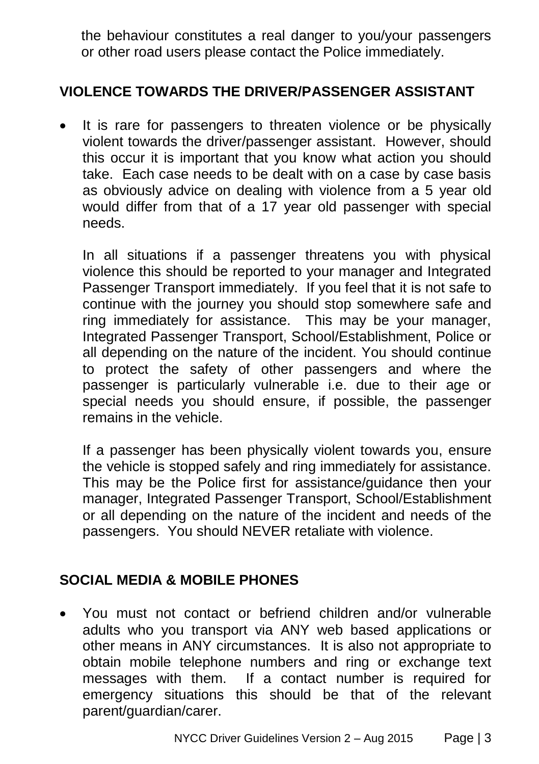the behaviour constitutes a real danger to you/your passengers or other road users please contact the Police immediately.

## VIOLENCE TOWARDS THE DRIVER/PASSENGER ASSISTANT

- It is rare for passengers to threaten violence or be physically violent towards the driver/passenger assistant. However, should this occur it is important that you know what action you should take. Each case needs to be dealt with on a case by case basis as obviously advice on dealing with violence from a 5 year old would differ from that of a 17 year old passenger with special needs.

  In all situations if a passenger threatens you with physical violence this should be reported to your manager and Integrated Passenger Transport immediately. If you feel that it is not safe to continue with the journey you should stop somewhere safe and ring immediately for assistance. This may be your manager, Integrated Passenger Transport, School/Establishment, Police or all depending on the nature of the incident. You should continue to protect the safety of other passengers and where the passenger is particularly vulnerable i.e. due to their age or special needs you should ensure, if possible, the passenger remains in the vehicle.

  If a passenger has been physically violent towards you, ensure the vehicle is stopped safely and ring immediately for assistance. This may be the Police first for assistance/guidance then your manager, Integrated Passenger Transport, School/Establishment or all depending on the nature of the incident and needs of the passengers. You should NEVER retaliate with violence.

## SOCIAL MEDIA & MOBILE PHONES

- You must not contact or befriend children and/or vulnerable adults who you transport via ANY web based applications or other means in ANY circumstances. It is also not appropriate to obtain mobile telephone numbers and ring or exchange text messages with them. If a contact number is required for emergency situations this should be that of the relevant parent/guardian/carer.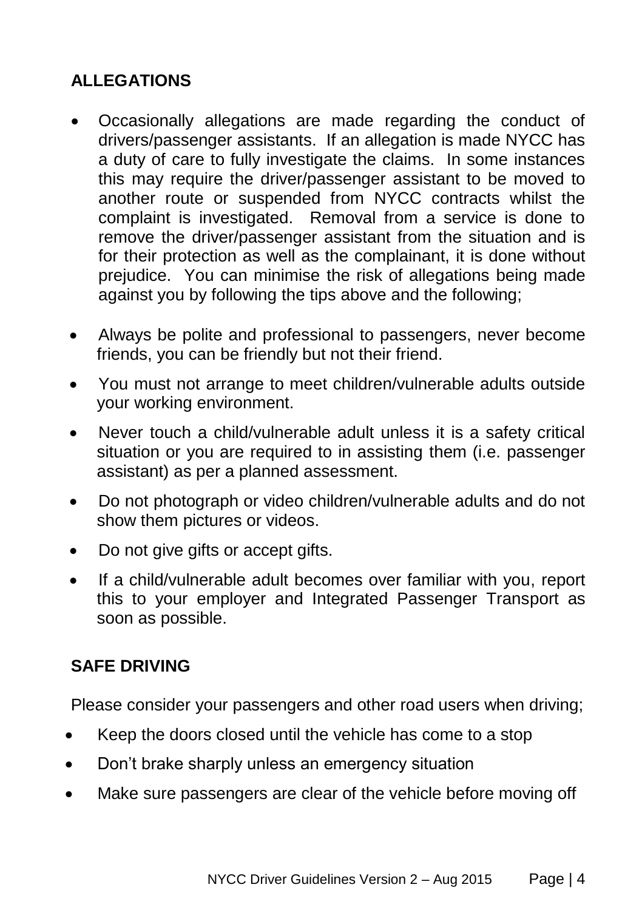## ALLEGATIONS

- Occasionally allegations are made regarding the conduct of drivers/passenger assistants. If an allegation is made NYCC has a duty of care to fully investigate the claims. In some instances this may require the driver/passenger assistant to be moved to another route or suspended from NYCC contracts whilst the complaint is investigated. Removal from a service is done to remove the driver/passenger assistant from the situation and is for their protection as well as the complainant, it is done without prejudice. You can minimise the risk of allegations being made against you by following the tips above and the following;
- Always be polite and professional to passengers, never become friends, you can be friendly but not their friend.
- You must not arrange to meet children/vulnerable adults outside your working environment.
- Never touch a child/vulnerable adult unless it is a safety critical situation or you are required to in assisting them (i.e. passenger assistant) as per a planned assessment.
- Do not photograph or video children/vulnerable adults and do not show them pictures or videos.
- Do not give gifts or accept gifts.
- If a child/vulnerable adult becomes over familiar with you, report this to your employer and Integrated Passenger Transport as soon as possible.

## SAFE DRIVING

Please consider your passengers and other road users when driving;

- Keep the doors closed until the vehicle has come to a stop
- Don't brake sharply unless an emergency situation
- Make sure passengers are clear of the vehicle before moving off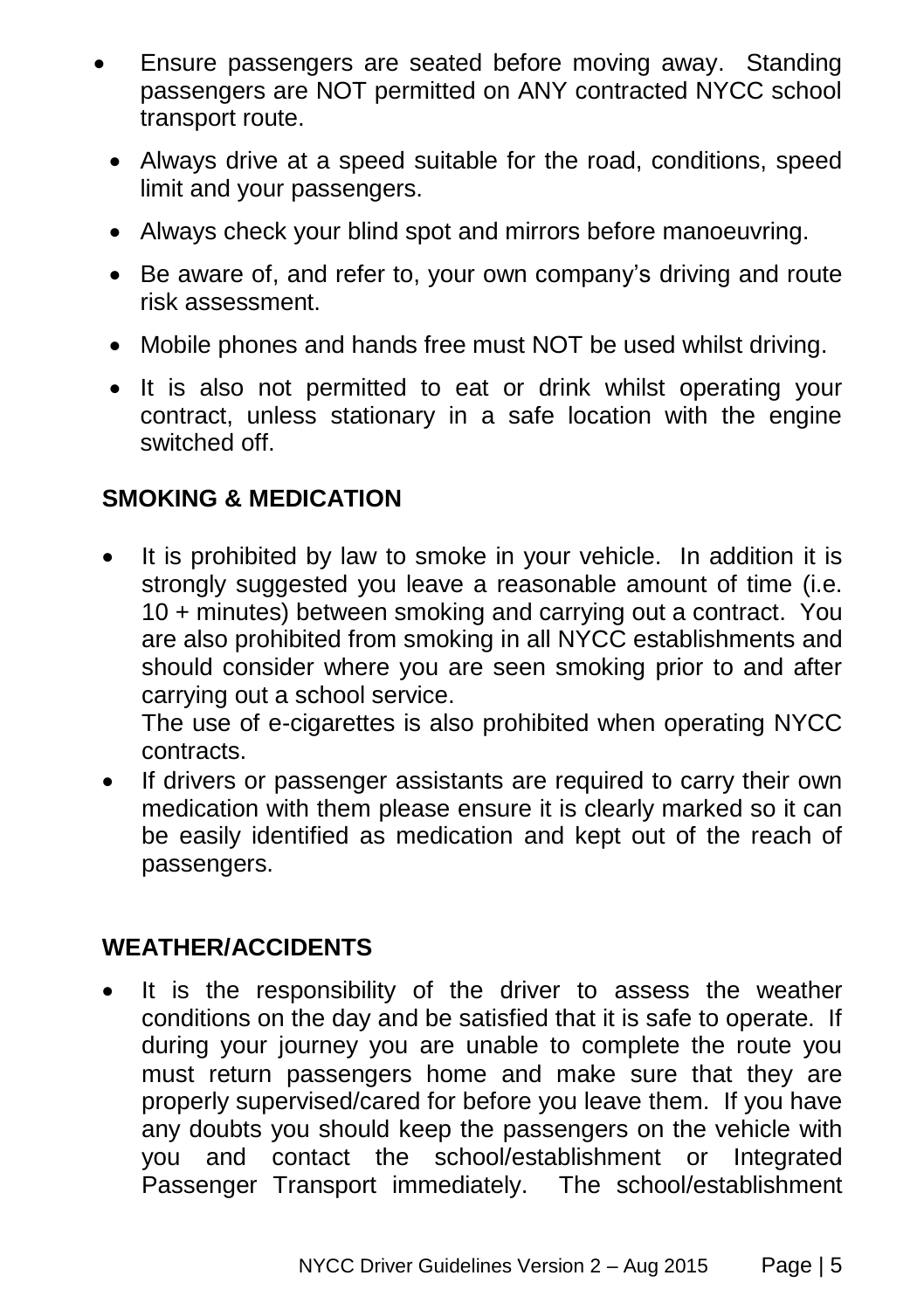- Ensure passengers are seated before moving away. Standing passengers are NOT permitted on ANY contracted NYCC school transport route.
- Always drive at a speed suitable for the road, conditions, speed limit and your passengers.
- Always check your blind spot and mirrors before manoeuvring.
- Be aware of, and refer to, your own company's driving and route risk assessment.
- Mobile phones and hands free must NOT be used whilst driving.
- It is also not permitted to eat or drink whilst operating your contract, unless stationary in a safe location with the engine switched off.

## SMOKING & MEDICATION

- It is prohibited by law to smoke in your vehicle. In addition it is strongly suggested you leave a reasonable amount of time (i.e. 10 + minutes) between smoking and carrying out a contract. You are also prohibited from smoking in all NYCC establishments and should consider where you are seen smoking prior to and after carrying out a school service.
  The use of e-cigarettes is also prohibited when operating NYCC contracts.
- If drivers or passenger assistants are required to carry their own medication with them please ensure it is clearly marked so it can be easily identified as medication and kept out of the reach of passengers.

## WEATHER/ACCIDENTS

- It is the responsibility of the driver to assess the weather conditions on the day and be satisfied that it is safe to operate. If during your journey you are unable to complete the route you must return passengers home and make sure that they are properly supervised/cared for before you leave them. If you have any doubts you should keep the passengers on the vehicle with you and contact the school/establishment or Integrated Passenger Transport immediately. The school/establishment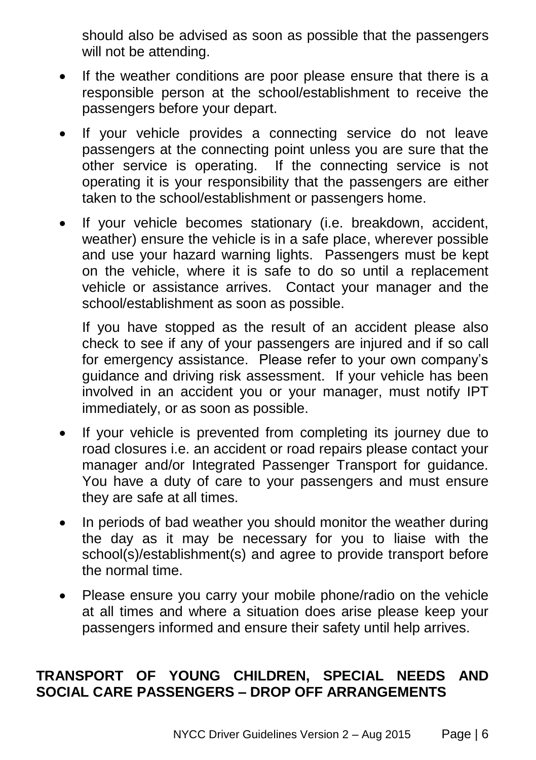should also be advised as soon as possible that the passengers will not be attending.

- If the weather conditions are poor please ensure that there is a responsible person at the school/establishment to receive the passengers before your depart.
- If your vehicle provides a connecting service do not leave passengers at the connecting point unless you are sure that the other service is operating. If the connecting service is not operating it is your responsibility that the passengers are either taken to the school/establishment or passengers home.
- If your vehicle becomes stationary (i.e. breakdown, accident, weather) ensure the vehicle is in a safe place, wherever possible and use your hazard warning lights. Passengers must be kept on the vehicle, where it is safe to do so until a replacement vehicle or assistance arrives. Contact your manager and the school/establishment as soon as possible.

  If you have stopped as the result of an accident please also check to see if any of your passengers are injured and if so call for emergency assistance. Please refer to your own company's guidance and driving risk assessment. If your vehicle has been involved in an accident you or your manager, must notify IPT immediately, or as soon as possible.
- If your vehicle is prevented from completing its journey due to road closures i.e. an accident or road repairs please contact your manager and/or Integrated Passenger Transport for guidance. You have a duty of care to your passengers and must ensure they are safe at all times.
- In periods of bad weather you should monitor the weather during the day as it may be necessary for you to liaise with the school(s)/establishment(s) and agree to provide transport before the normal time.
- Please ensure you carry your mobile phone/radio on the vehicle at all times and where a situation does arise please keep your passengers informed and ensure their safety until help arrives.

## TRANSPORT OF YOUNG CHILDREN, SPECIAL NEEDS AND SOCIAL CARE PASSENGERS – DROP OFF ARRANGEMENTS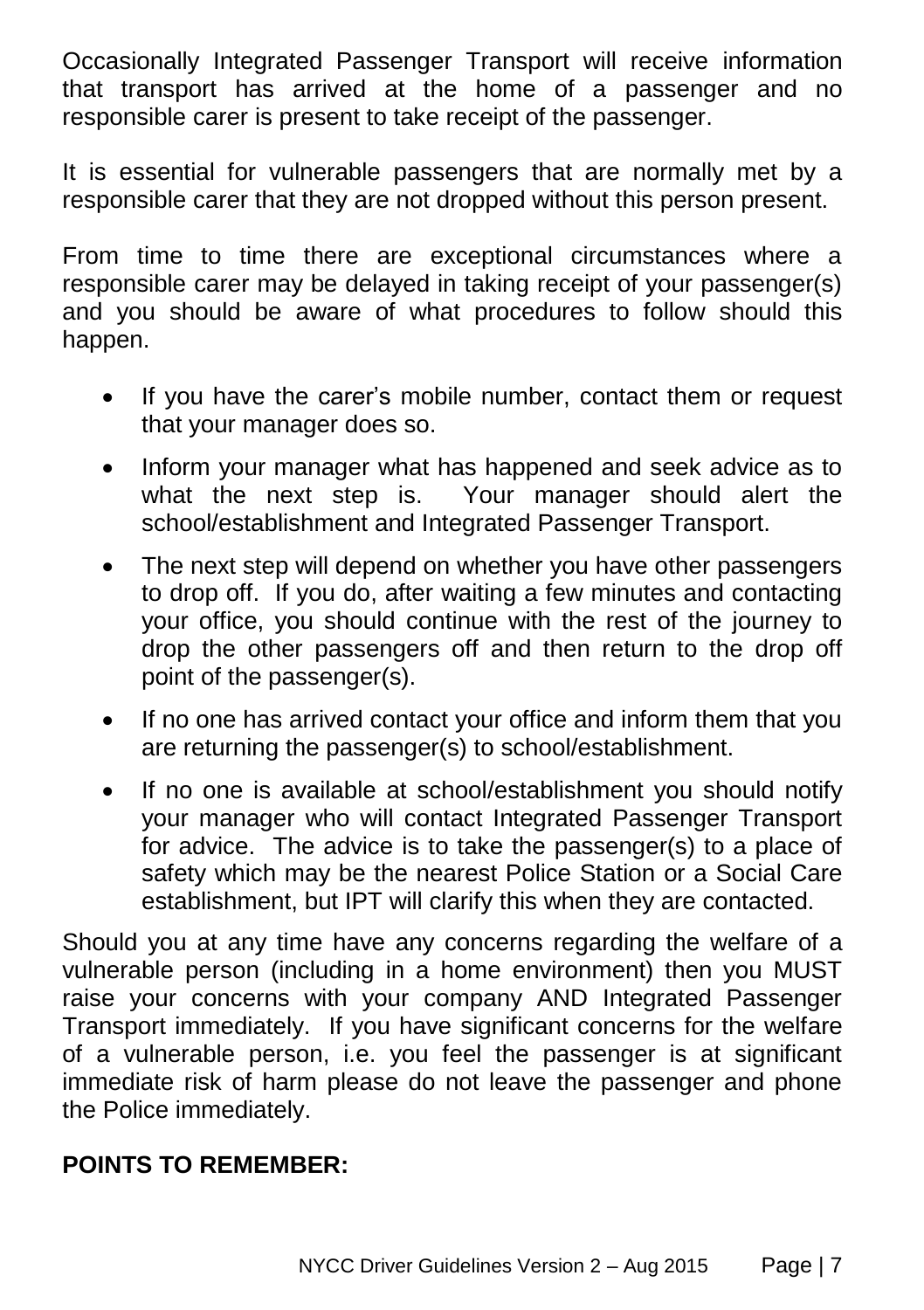Occasionally Integrated Passenger Transport will receive information that transport has arrived at the home of a passenger and no responsible carer is present to take receipt of the passenger.

It is essential for vulnerable passengers that are normally met by a responsible carer that they are not dropped without this person present.

From time to time there are exceptional circumstances where a responsible carer may be delayed in taking receipt of your passenger(s) and you should be aware of what procedures to follow should this happen.

- If you have the carer's mobile number, contact them or request that your manager does so.
- Inform your manager what has happened and seek advice as to what the next step is. Your manager should alert the school/establishment and Integrated Passenger Transport.
- The next step will depend on whether you have other passengers to drop off. If you do, after waiting a few minutes and contacting your office, you should continue with the rest of the journey to drop the other passengers off and then return to the drop off point of the passenger(s).
- If no one has arrived contact your office and inform them that you are returning the passenger(s) to school/establishment.
- If no one is available at school/establishment you should notify your manager who will contact Integrated Passenger Transport for advice. The advice is to take the passenger(s) to a place of safety which may be the nearest Police Station or a Social Care establishment, but IPT will clarify this when they are contacted.

Should you at any time have any concerns regarding the welfare of a vulnerable person (including in a home environment) then you MUST raise your concerns with your company AND Integrated Passenger Transport immediately. If you have significant concerns for the welfare of a vulnerable person, i.e. you feel the passenger is at significant immediate risk of harm please do not leave the passenger and phone the Police immediately.

**POINTS TO REMEMBER:**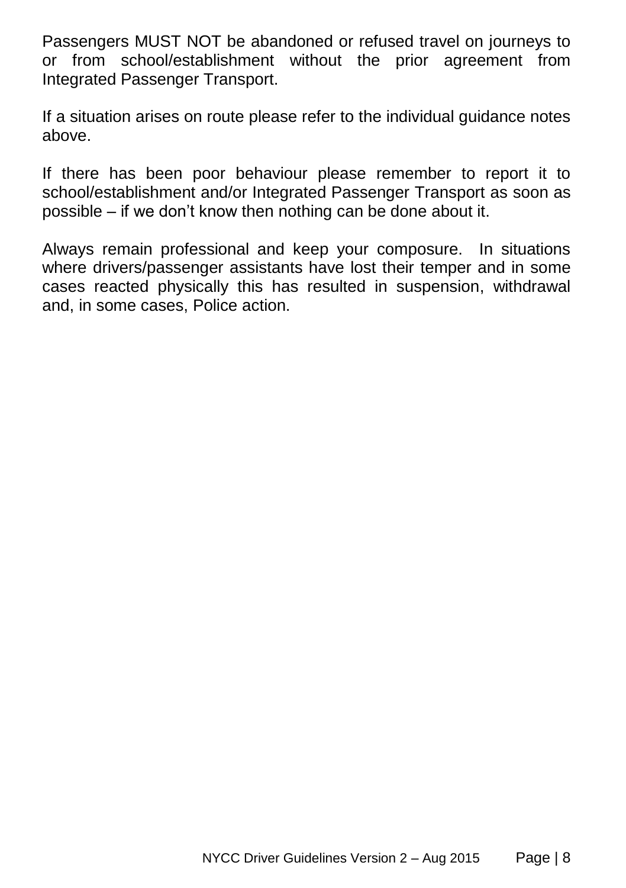Passengers MUST NOT be abandoned or refused travel on journeys to or from school/establishment without the prior agreement from Integrated Passenger Transport.

If a situation arises on route please refer to the individual guidance notes above.

If there has been poor behaviour please remember to report it to school/establishment and/or Integrated Passenger Transport as soon as possible – if we don't know then nothing can be done about it.

Always remain professional and keep your composure. In situations where drivers/passenger assistants have lost their temper and in some cases reacted physically this has resulted in suspension, withdrawal and, in some cases, Police action.